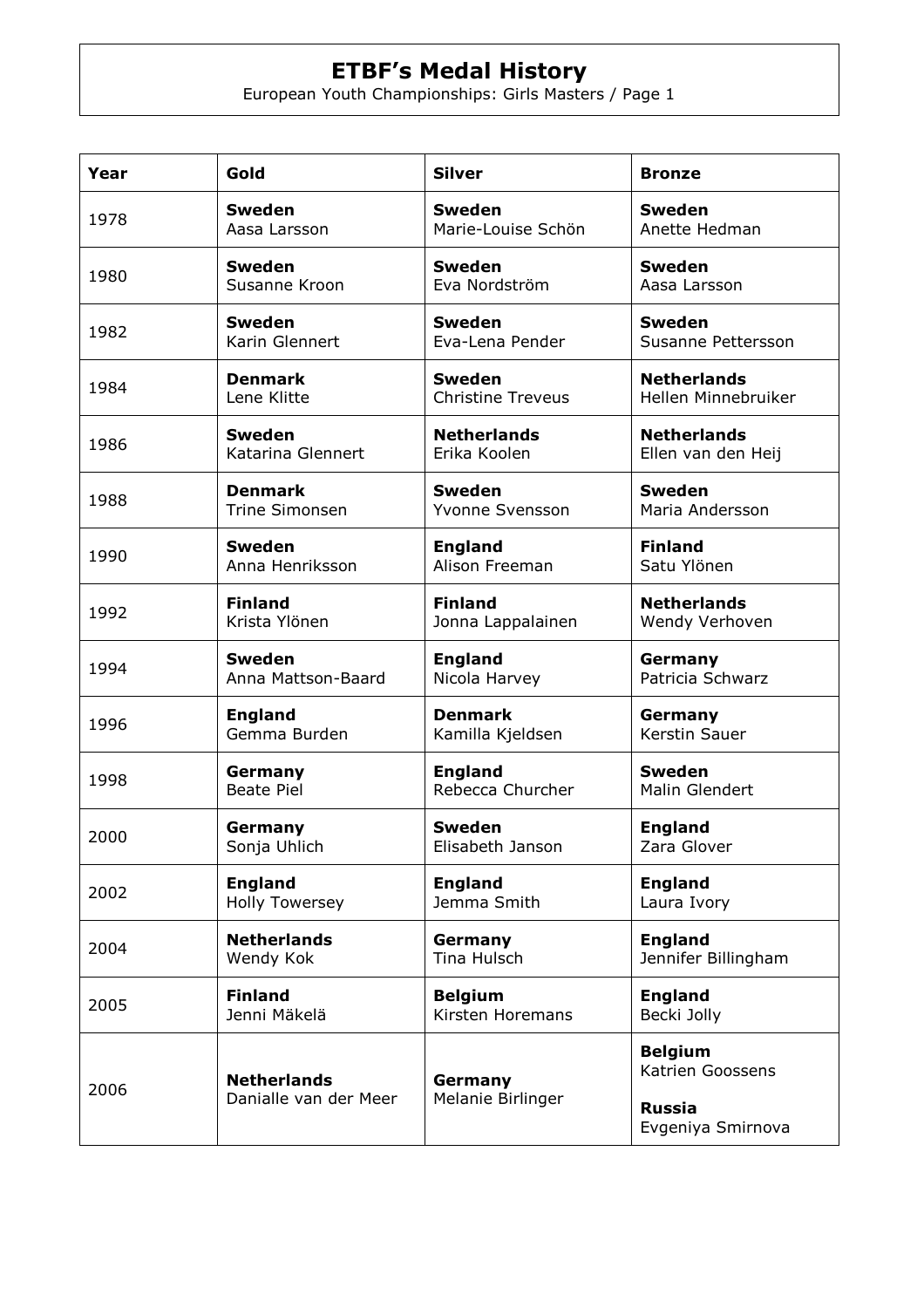# ETBF's Medal History

European Youth Championships: Girls Masters / Page 1

| Year | Gold | Silver | Bronze |
|---|---|---|---|
| 1978 | **Sweden** Aasa Larsson | **Sweden** Marie-Louise Schön | **Sweden** Anette Hedman |
| 1980 | **Sweden** Susanne Kroon | **Sweden** Eva Nordström | **Sweden** Aasa Larsson |
| 1982 | **Sweden** Karin Glennert | **Sweden** Eva-Lena Pender | **Sweden** Susanne Pettersson |
| 1984 | **Denmark** Lene Klitte | **Sweden** Christine Treveus | **Netherlands** Hellen Minnebruiker |
| 1986 | **Sweden** Katarina Glennert | **Netherlands** Erika Koolen | **Netherlands** Ellen van den Heij |
| 1988 | **Denmark** Trine Simonsen | **Sweden** Yvonne Svensson | **Sweden** Maria Andersson |
| 1990 | **Sweden** Anna Henriksson | **England** Alison Freeman | **Finland** Satu Ylönen |
| 1992 | **Finland** Krista Ylönen | **Finland** Jonna Lappalainen | **Netherlands** Wendy Verhoven |
| 1994 | **Sweden** Anna Mattson-Baard | **England** Nicola Harvey | **Germany** Patricia Schwarz |
| 1996 | **England** Gemma Burden | **Denmark** Kamilla Kjeldsen | **Germany** Kerstin Sauer |
| 1998 | **Germany** Beate Piel | **England** Rebecca Churcher | **Sweden** Malin Glendert |
| 2000 | **Germany** Sonja Uhlich | **Sweden** Elisabeth Janson | **England** Zara Glover |
| 2002 | **England** Holly Towersey | **England** Jemma Smith | **England** Laura Ivory |
| 2004 | **Netherlands** Wendy Kok | **Germany** Tina Hulsch | **England** Jennifer Billingham |
| 2005 | **Finland** Jenni Mäkelä | **Belgium** Kirsten Horemans | **England** Becki Jolly |
| 2006 | **Netherlands** Danialle van der Meer | **Germany** Melanie Birlinger | **Belgium** Katrien Goossens<br>**Russia** Evgeniya Smirnova |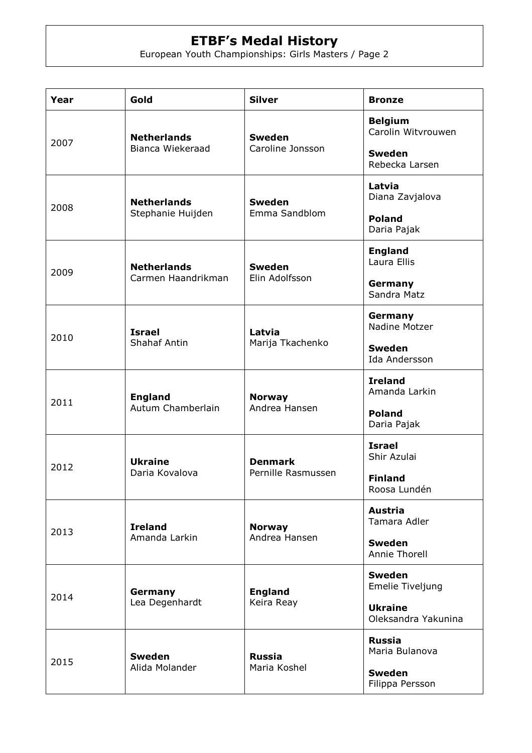# ETBF's Medal History

European Youth Championships: Girls Masters / Page 2

| Year | Gold | Silver | Bronze |
|---|---|---|---|
| 2007 | **Netherlands** Bianca Wiekeraad | **Sweden** Caroline Jonsson | **Belgium** Carolin Witvrouwen<br>**Sweden** Rebecka Larsen |
| 2008 | **Netherlands** Stephanie Huijden | **Sweden** Emma Sandblom | **Latvia** Diana Zavjalova<br>**Poland** Daria Pajak |
| 2009 | **Netherlands** Carmen Haandrikman | **Sweden** Elin Adolfsson | **England** Laura Ellis<br>**Germany** Sandra Matz |
| 2010 | **Israel** Shahaf Antin | **Latvia** Marija Tkachenko | **Germany** Nadine Motzer<br>**Sweden** Ida Andersson |
| 2011 | **England** Autum Chamberlain | **Norway** Andrea Hansen | **Ireland** Amanda Larkin<br>**Poland** Daria Pajak |
| 2012 | **Ukraine** Daria Kovalova | **Denmark** Pernille Rasmussen | **Israel** Shir Azulai<br>**Finland** Roosa Lundén |
| 2013 | **Ireland** Amanda Larkin | **Norway** Andrea Hansen | **Austria** Tamara Adler<br>**Sweden** Annie Thorell |
| 2014 | **Germany** Lea Degenhardt | **England** Keira Reay | **Sweden** Emelie Tiveljung<br>**Ukraine** Oleksandra Yakunina |
| 2015 | **Sweden** Alida Molander | **Russia** Maria Koshel | **Russia** Maria Bulanova<br>**Sweden** Filippa Persson |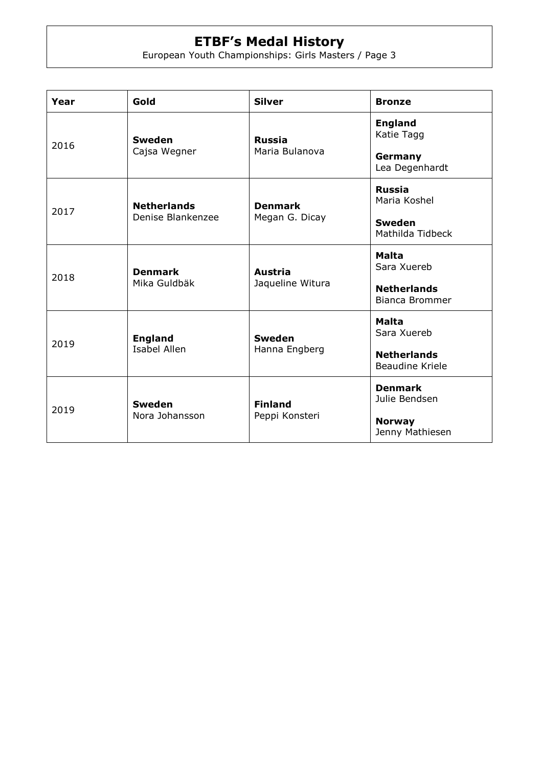# ETBF's Medal History

European Youth Championships: Girls Masters / Page 3

| Year | Gold | Silver | Bronze |
|---|---|---|---|
| 2016 | **Sweden** Cajsa Wegner | **Russia** Maria Bulanova | **England** Katie Tagg<br>**Germany** Lea Degenhardt |
| 2017 | **Netherlands** Denise Blankenzee | **Denmark** Megan G. Dicay | **Russia** Maria Koshel<br>**Sweden** Mathilda Tidbeck |
| 2018 | **Denmark** Mika Guldbäk | **Austria** Jaqueline Witura | **Malta** Sara Xuereb<br>**Netherlands** Bianca Brommer |
| 2019 | **England** Isabel Allen | **Sweden** Hanna Engberg | **Malta** Sara Xuereb<br>**Netherlands** Beaudine Kriele |
| 2019 | **Sweden** Nora Johansson | **Finland** Peppi Konsteri | **Denmark** Julie Bendsen<br>**Norway** Jenny Mathiesen |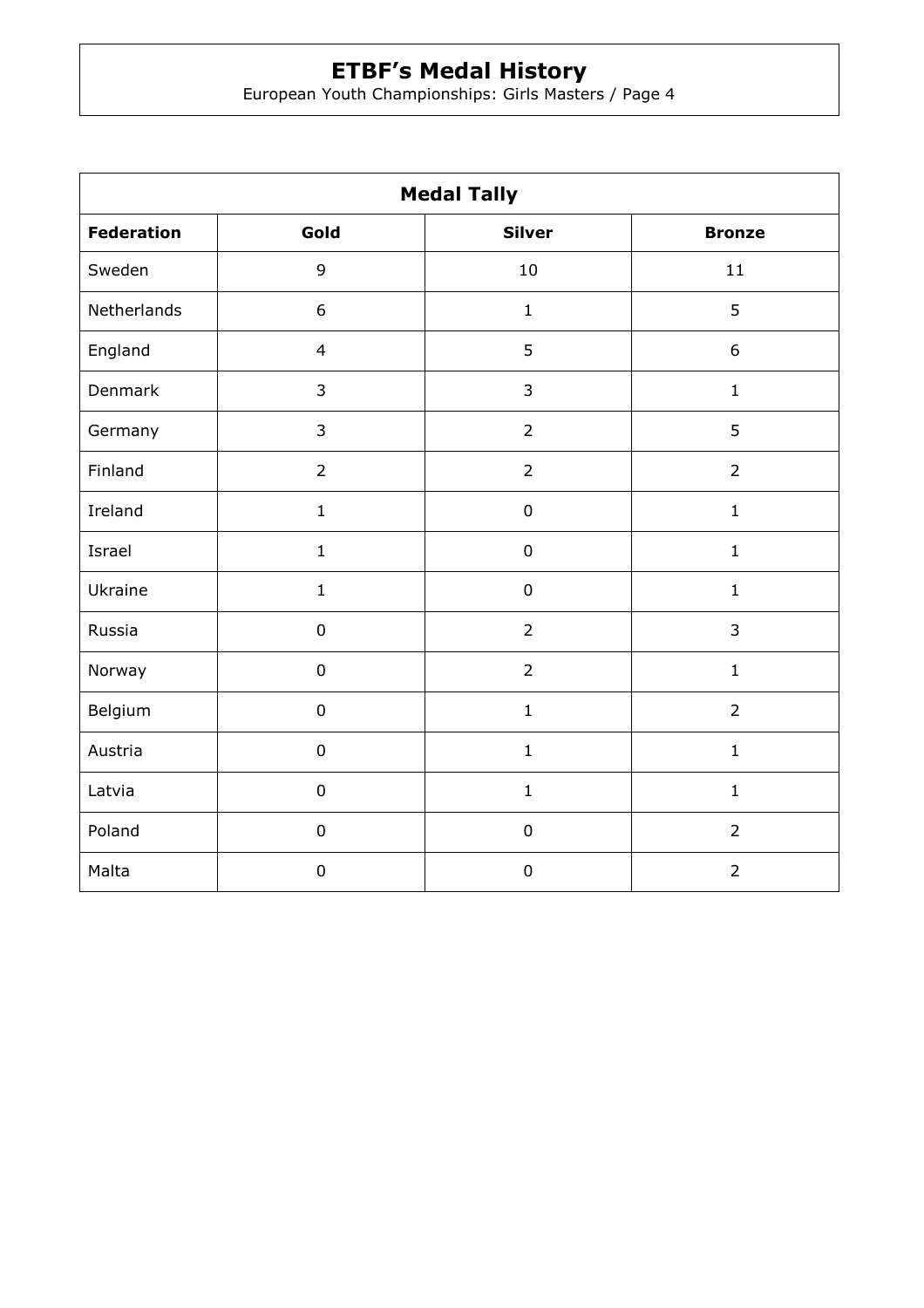# ETBF's Medal History

European Youth Championships: Girls Masters / Page 4

| Medal Tally | | | |
|---|---|---|---|
| **Federation** | **Gold** | **Silver** | **Bronze** |
| Sweden | 9 | 10 | 11 |
| Netherlands | 6 | 1 | 5 |
| England | 4 | 5 | 6 |
| Denmark | 3 | 3 | 1 |
| Germany | 3 | 2 | 5 |
| Finland | 2 | 2 | 2 |
| Ireland | 1 | 0 | 1 |
| Israel | 1 | 0 | 1 |
| Ukraine | 1 | 0 | 1 |
| Russia | 0 | 2 | 3 |
| Norway | 0 | 2 | 1 |
| Belgium | 0 | 1 | 2 |
| Austria | 0 | 1 | 1 |
| Latvia | 0 | 1 | 1 |
| Poland | 0 | 0 | 2 |
| Malta | 0 | 0 | 2 |